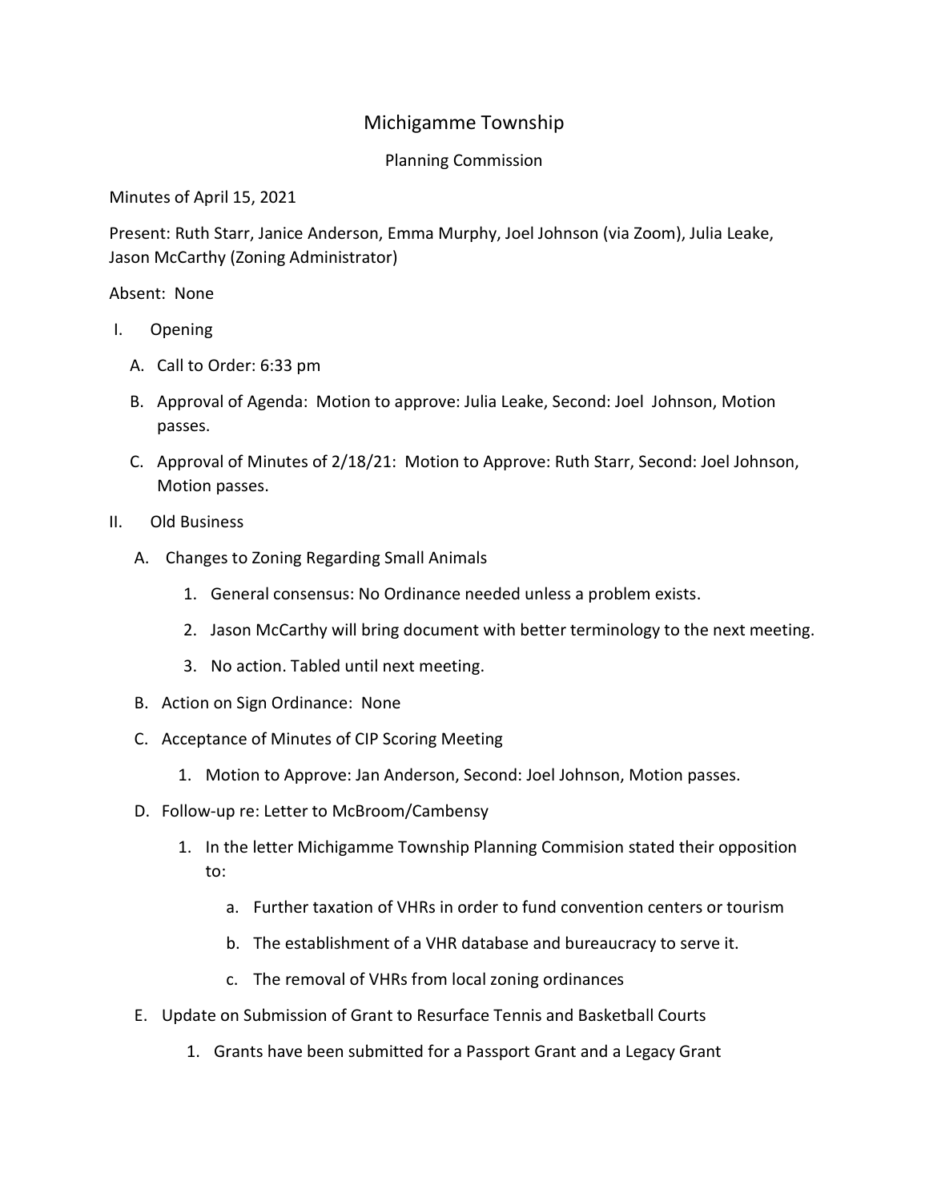# Michigamme Township

## Planning Commission

Minutes of April 15, 2021

Present: Ruth Starr, Janice Anderson, Emma Murphy, Joel Johnson (via Zoom), Julia Leake, Jason McCarthy (Zoning Administrator)

Absent: None

I. Opening

   A. Call to Order: 6:33 pm

   B. Approval of Agenda: Motion to approve: Julia Leake, Second: Joel Johnson, Motion passes.

   C. Approval of Minutes of 2/18/21: Motion to Approve: Ruth Starr, Second: Joel Johnson, Motion passes.

II. Old Business

   A. Changes to Zoning Regarding Small Animals

      1. General consensus: No Ordinance needed unless a problem exists.

      2. Jason McCarthy will bring document with better terminology to the next meeting.

      3. No action. Tabled until next meeting.

   B. Action on Sign Ordinance: None

   C. Acceptance of Minutes of CIP Scoring Meeting

      1. Motion to Approve: Jan Anderson, Second: Joel Johnson, Motion passes.

   D. Follow-up re: Letter to McBroom/Cambensy

      1. In the letter Michigamme Township Planning Commision stated their opposition to:

         a. Further taxation of VHRs in order to fund convention centers or tourism

         b. The establishment of a VHR database and bureaucracy to serve it.

         c. The removal of VHRs from local zoning ordinances

   E. Update on Submission of Grant to Resurface Tennis and Basketball Courts

      1. Grants have been submitted for a Passport Grant and a Legacy Grant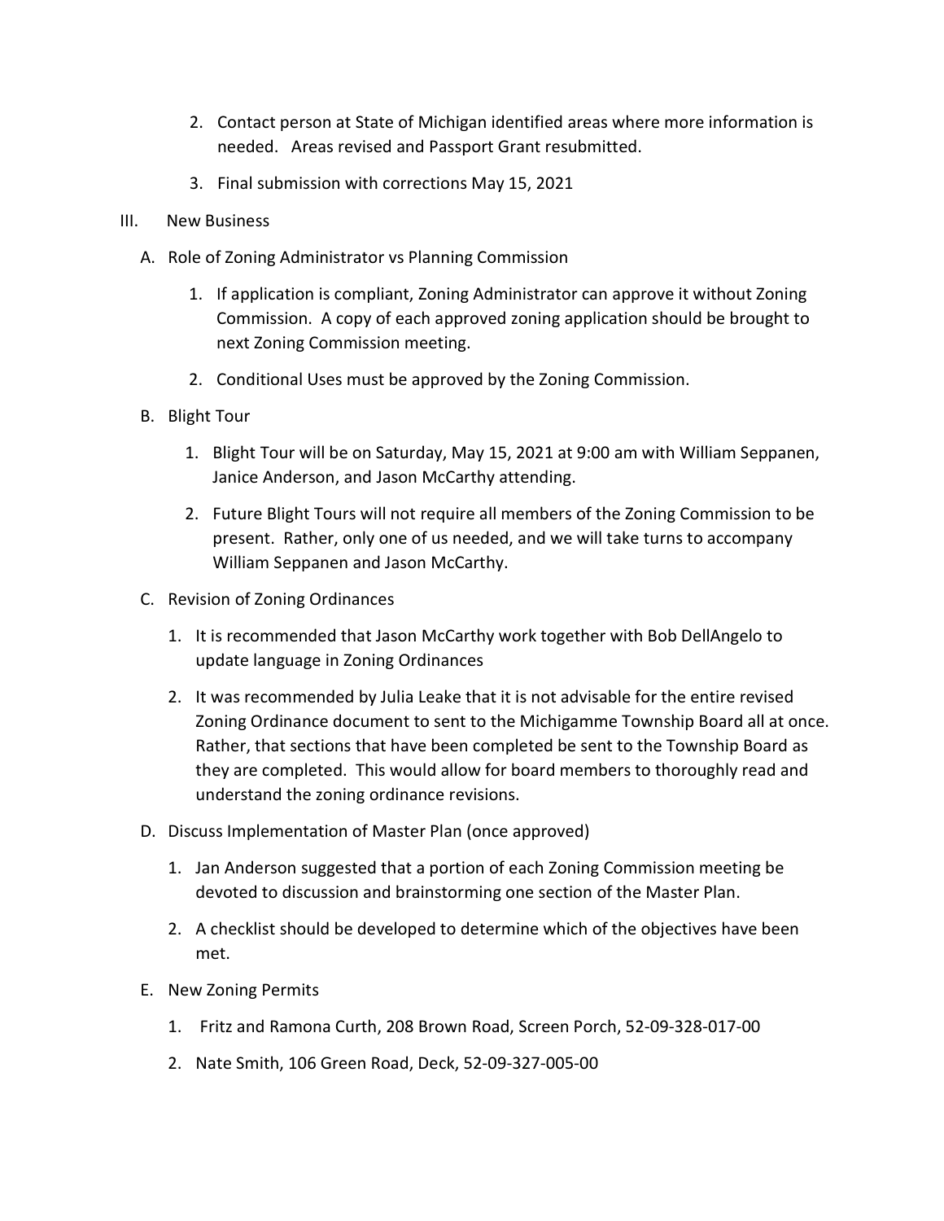2. Contact person at State of Michigan identified areas where more information is needed. Areas revised and Passport Grant resubmitted.
3. Final submission with corrections May 15, 2021

III. New Business

A. Role of Zoning Administrator vs Planning Commission

1. If application is compliant, Zoning Administrator can approve it without Zoning Commission. A copy of each approved zoning application should be brought to next Zoning Commission meeting.
2. Conditional Uses must be approved by the Zoning Commission.

B. Blight Tour

1. Blight Tour will be on Saturday, May 15, 2021 at 9:00 am with William Seppanen, Janice Anderson, and Jason McCarthy attending.
2. Future Blight Tours will not require all members of the Zoning Commission to be present. Rather, only one of us needed, and we will take turns to accompany William Seppanen and Jason McCarthy.

C. Revision of Zoning Ordinances

1. It is recommended that Jason McCarthy work together with Bob DellAngelo to update language in Zoning Ordinances
2. It was recommended by Julia Leake that it is not advisable for the entire revised Zoning Ordinance document to sent to the Michigamme Township Board all at once. Rather, that sections that have been completed be sent to the Township Board as they are completed. This would allow for board members to thoroughly read and understand the zoning ordinance revisions.

D. Discuss Implementation of Master Plan (once approved)

1. Jan Anderson suggested that a portion of each Zoning Commission meeting be devoted to discussion and brainstorming one section of the Master Plan.
2. A checklist should be developed to determine which of the objectives have been met.

E. New Zoning Permits

1. Fritz and Ramona Curth, 208 Brown Road, Screen Porch, 52-09-328-017-00
2. Nate Smith, 106 Green Road, Deck, 52-09-327-005-00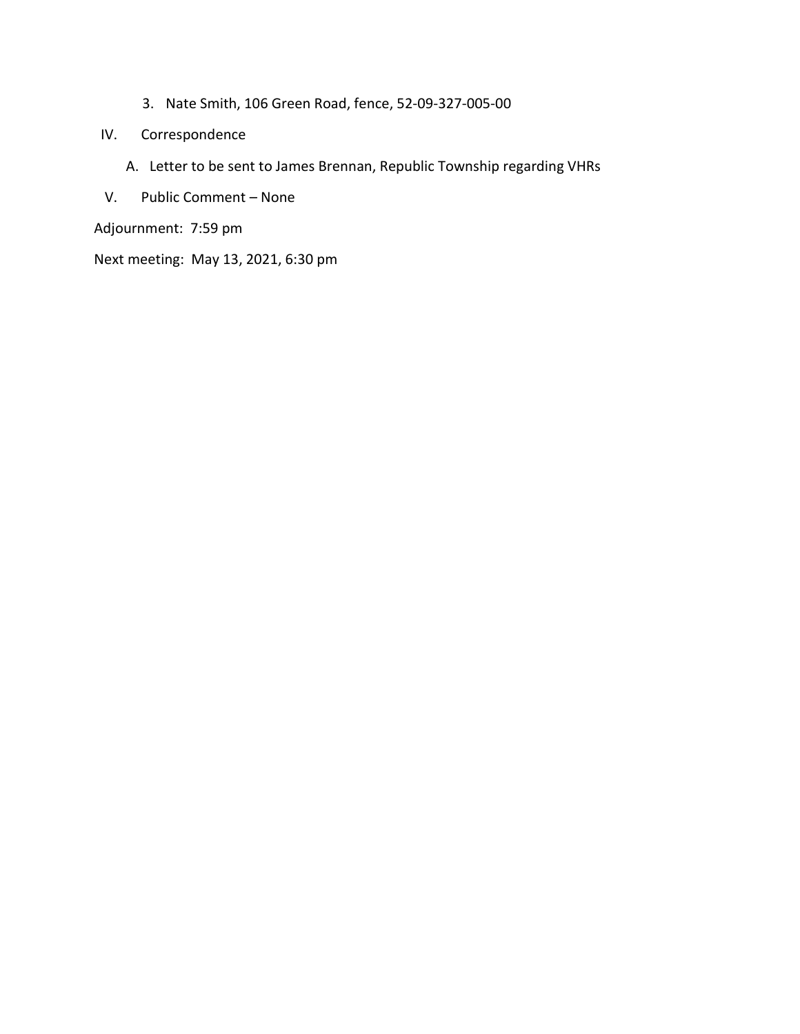3. Nate Smith, 106 Green Road, fence, 52-09-327-005-00

IV. Correspondence

A. Letter to be sent to James Brennan, Republic Township regarding VHRs

V. Public Comment – None

Adjournment: 7:59 pm

Next meeting: May 13, 2021, 6:30 pm